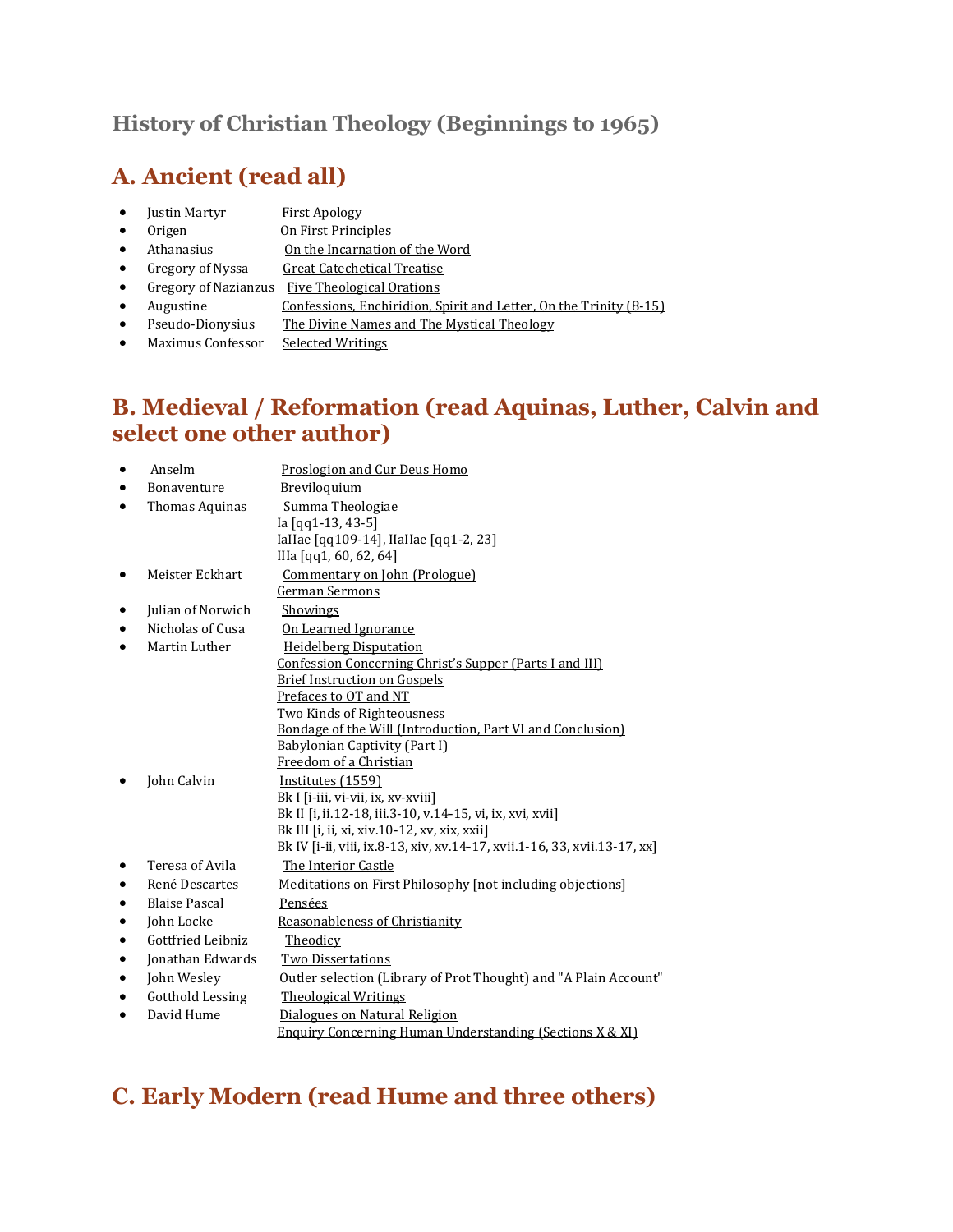## History of Christian Theology (Beginnings to 1965)

# A. Ancient (read all)

- Justin Martyr — First Apology
- Origen — On First Principles
- Athanasius — On the Incarnation of the Word
- Gregory of Nyssa — Great Catechetical Treatise
- Gregory of Nazianzus — Five Theological Orations
- Augustine — Confessions, Enchiridion, Spirit and Letter, On the Trinity (8-15)
- Pseudo-Dionysius — The Divine Names and The Mystical Theology
- Maximus Confessor — Selected Writings

# B. Medieval / Reformation (read Aquinas, Luther, Calvin and select one other author)

- Anselm — Proslogion and Cur Deus Homo
- Bonaventure — Breviloquium
- Thomas Aquinas — Summa Theologiae
  Ia [qq1-13, 43-5]
  IaIIae [qq109-14], IIaIIae [qq1-2, 23]
  IIIa [qq1, 60, 62, 64]
- Meister Eckhart — Commentary on John (Prologue)
  German Sermons
- Julian of Norwich — Showings
- Nicholas of Cusa — On Learned Ignorance
- Martin Luther — Heidelberg Disputation
  Confession Concerning Christ's Supper (Parts I and III)
  Brief Instruction on Gospels
  Prefaces to OT and NT
  Two Kinds of Righteousness
  Bondage of the Will (Introduction, Part VI and Conclusion)
  Babylonian Captivity (Part I)
  Freedom of a Christian
- John Calvin — Institutes (1559)
  Bk I [i-iii, vi-vii, ix, xv-xviii]
  Bk II [i, ii.12-18, iii.3-10, v.14-15, vi, ix, xvi, xvii]
  Bk III [i, ii, xi, xiv.10-12, xv, xix, xxii]
  Bk IV [i-ii, viii, ix.8-13, xiv, xv.14-17, xvii.1-16, 33, xvii.13-17, xx]
- Teresa of Avila — The Interior Castle
- René Descartes — Meditations on First Philosophy [not including objections]
- Blaise Pascal — Pensées
- John Locke — Reasonableness of Christianity
- Gottfried Leibniz — Theodicy
- Jonathan Edwards — Two Dissertations
- John Wesley — Outler selection (Library of Prot Thought) and "A Plain Account"
- Gotthold Lessing — Theological Writings
- David Hume — Dialogues on Natural Religion
  Enquiry Concerning Human Understanding (Sections X & XI)

# C. Early Modern (read Hume and three others)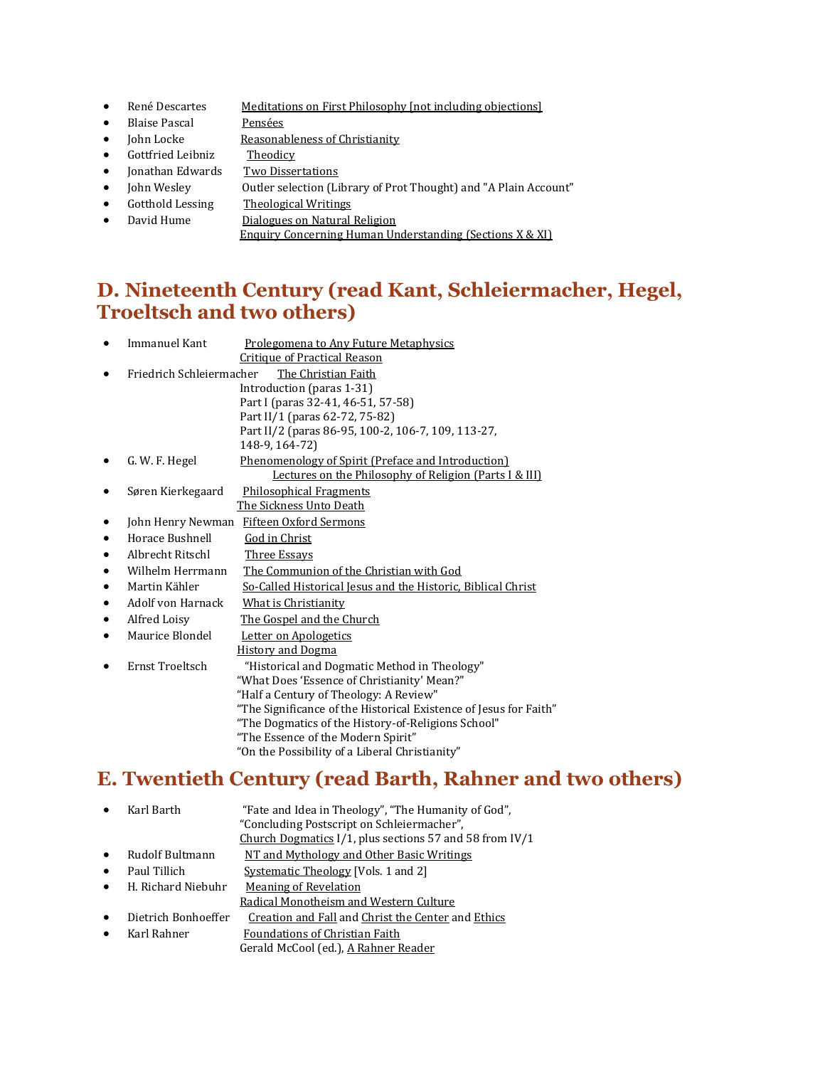- René Descartes — Meditations on First Philosophy [not including objections]
- Blaise Pascal — Pensées
- John Locke — Reasonableness of Christianity
- Gottfried Leibniz — Theodicy
- Jonathan Edwards — Two Dissertations
- John Wesley — Outler selection (Library of Prot Thought) and "A Plain Account"
- Gotthold Lessing — Theological Writings
- David Hume — Dialogues on Natural Religion
  Enquiry Concerning Human Understanding (Sections X & XI)

## D. Nineteenth Century (read Kant, Schleiermacher, Hegel, Troeltsch and two others)

- Immanuel Kant — Prolegomena to Any Future Metaphysics
  Critique of Practical Reason
- Friedrich Schleiermacher — The Christian Faith
  Introduction (paras 1-31)
  Part I (paras 32-41, 46-51, 57-58)
  Part II/1 (paras 62-72, 75-82)
  Part II/2 (paras 86-95, 100-2, 106-7, 109, 113-27, 148-9, 164-72)
- G. W. F. Hegel — Phenomenology of Spirit (Preface and Introduction)
  Lectures on the Philosophy of Religion (Parts I & III)
- Søren Kierkegaard — Philosophical Fragments
  The Sickness Unto Death
- John Henry Newman — Fifteen Oxford Sermons
- Horace Bushnell — God in Christ
- Albrecht Ritschl — Three Essays
- Wilhelm Herrmann — The Communion of the Christian with God
- Martin Kähler — So-Called Historical Jesus and the Historic, Biblical Christ
- Adolf von Harnack — What is Christianity
- Alfred Loisy — The Gospel and the Church
- Maurice Blondel — Letter on Apologetics
  History and Dogma
- Ernst Troeltsch — "Historical and Dogmatic Method in Theology"
  "What Does 'Essence of Christianity' Mean?"
  "Half a Century of Theology: A Review"
  "The Significance of the Historical Existence of Jesus for Faith"
  "The Dogmatics of the History-of-Religions School"
  "The Essence of the Modern Spirit"
  "On the Possibility of a Liberal Christianity"

## E. Twentieth Century (read Barth, Rahner and two others)

- Karl Barth — "Fate and Idea in Theology", "The Humanity of God",
  "Concluding Postscript on Schleiermacher",
  Church Dogmatics I/1, plus sections 57 and 58 from IV/1
- Rudolf Bultmann — NT and Mythology and Other Basic Writings
- Paul Tillich — Systematic Theology [Vols. 1 and 2]
- H. Richard Niebuhr — Meaning of Revelation
  Radical Monotheism and Western Culture
- Dietrich Bonhoeffer — Creation and Fall and Christ the Center and Ethics
- Karl Rahner — Foundations of Christian Faith
  Gerald McCool (ed.), A Rahner Reader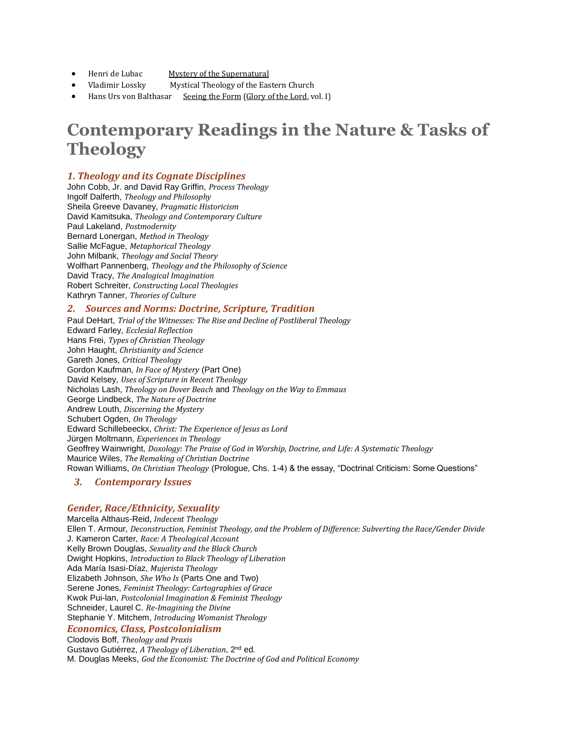- Henri de Lubac Mystery of the Supernatural
- Vladimir Lossky Mystical Theology of the Eastern Church
- Hans Urs von Balthasar Seeing the Form (Glory of the Lord, vol. I)

# Contemporary Readings in the Nature & Tasks of Theology

### *1. Theology and its Cognate Disciplines*

John Cobb, Jr. and David Ray Griffin, *Process Theology*
Ingolf Dalferth, *Theology and Philosophy*
Sheila Greeve Davaney, *Pragmatic Historicism*
David Kamitsuka, *Theology and Contemporary Culture*
Paul Lakeland, *Postmodernity*
Bernard Lonergan, *Method in Theology*
Sallie McFague, *Metaphorical Theology*
John Milbank, *Theology and Social Theory*
Wolfhart Pannenberg, *Theology and the Philosophy of Science*
David Tracy, *The Analogical Imagination*
Robert Schreiter, *Constructing Local Theologies*
Kathryn Tanner, *Theories of Culture*

### *2. Sources and Norms: Doctrine, Scripture, Tradition*

Paul DeHart, *Trial of the Witnesses: The Rise and Decline of Postliberal Theology*
Edward Farley, *Ecclesial Reflection*
Hans Frei, *Types of Christian Theology*
John Haught, *Christianity and Science*
Gareth Jones, *Critical Theology*
Gordon Kaufman, *In Face of Mystery* (Part One)
David Kelsey, *Uses of Scripture in Recent Theology*
Nicholas Lash, *Theology on Dover Beach* and *Theology on the Way to Emmaus*
George Lindbeck, *The Nature of Doctrine*
Andrew Louth, *Discerning the Mystery*
Schubert Ogden, *On Theology*
Edward Schillebeeckx, *Christ: The Experience of Jesus as Lord*
Jürgen Moltmann, *Experiences in Theology*
Geoffrey Wainwright, *Doxology: The Praise of God in Worship, Doctrine, and Life: A Systematic Theology*
Maurice Wiles, *The Remaking of Christian Doctrine*
Rowan Williams, *On Christian Theology* (Prologue, Chs. 1-4) & the essay, "Doctrinal Criticism: Some Questions"

### *3. Contemporary Issues*

### *Gender, Race/Ethnicity, Sexuality*

Marcella Althaus-Reid, *Indecent Theology*
Ellen T. Armour, *Deconstruction, Feminist Theology, and the Problem of Difference: Subverting the Race/Gender Divide*
J. Kameron Carter, *Race: A Theological Account*
Kelly Brown Douglas, *Sexuality and the Black Church*
Dwight Hopkins, *Introduction to Black Theology of Liberation*
Ada María Isasi-Díaz, *Mujerista Theology*
Elizabeth Johnson, *She Who Is* (Parts One and Two)
Serene Jones, *Feminist Theology: Cartographies of Grace*
Kwok Pui-lan, *Postcolonial Imagination & Feminist Theology*
Schneider, Laurel C. *Re-Imagining the Divine*
Stephanie Y. Mitchem, *Introducing Womanist Theology*

### *Economics, Class, Postcolonialism*

Clodovis Boff, *Theology and Praxis*
Gustavo Gutiérrez, *A Theology of Liberation*, 2nd ed.
M. Douglas Meeks, *God the Economist: The Doctrine of God and Political Economy*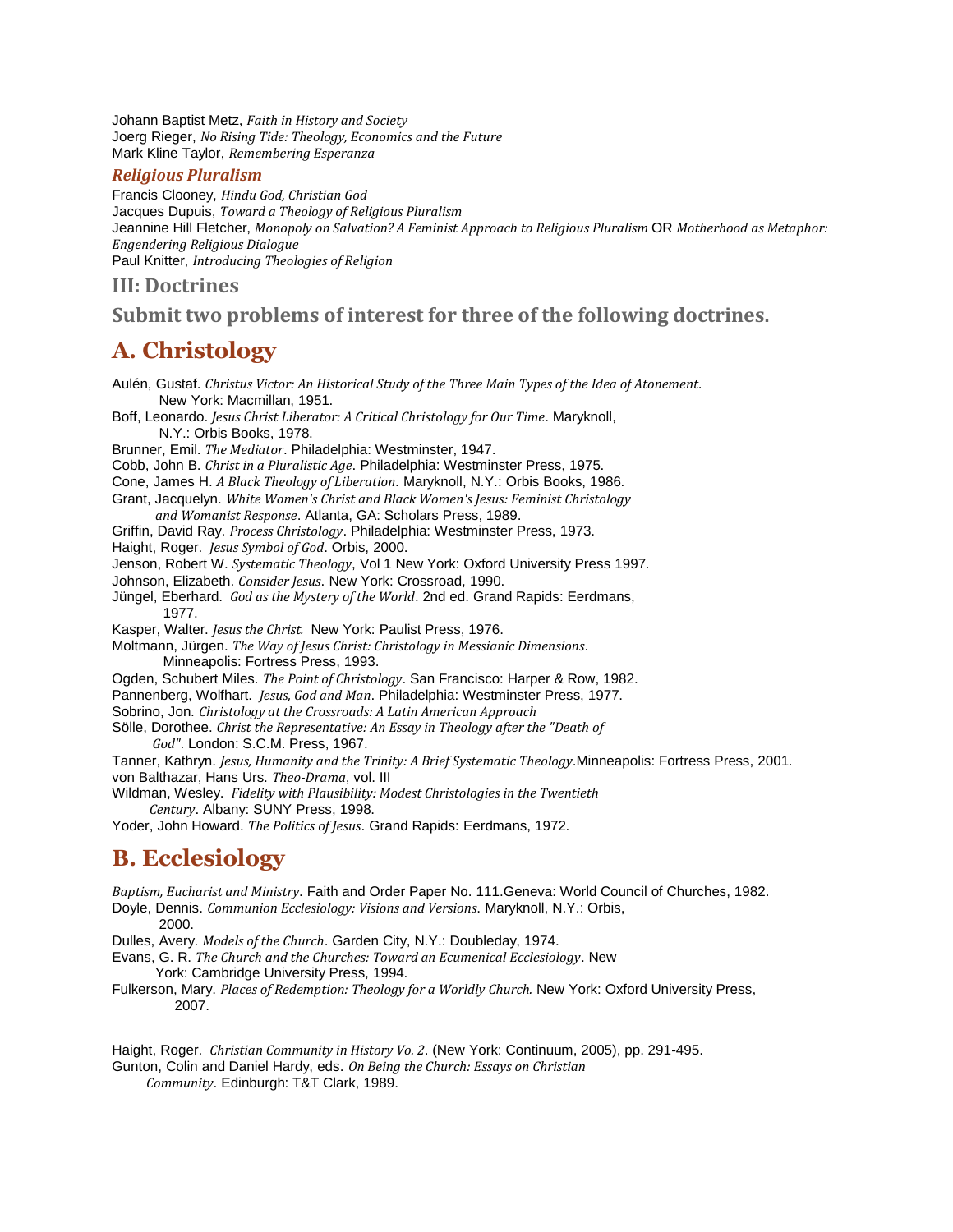Johann Baptist Metz, *Faith in History and Society*
Joerg Rieger, *No Rising Tide: Theology, Economics and the Future*
Mark Kline Taylor, *Remembering Esperanza*

### *Religious Pluralism*

Francis Clooney, *Hindu God, Christian God*
Jacques Dupuis, *Toward a Theology of Religious Pluralism*
Jeannine Hill Fletcher, *Monopoly on Salvation? A Feminist Approach to Religious Pluralism* OR *Motherhood as Metaphor: Engendering Religious Dialogue*
Paul Knitter, *Introducing Theologies of Religion*

## III: Doctrines

## Submit two problems of interest for three of the following doctrines.

# A. Christology

Aulén, Gustaf. *Christus Victor: An Historical Study of the Three Main Types of the Idea of Atonement*. New York: Macmillan, 1951.
Boff, Leonardo. *Jesus Christ Liberator: A Critical Christology for Our Time*. Maryknoll, N.Y.: Orbis Books, 1978.
Brunner, Emil. *The Mediator*. Philadelphia: Westminster, 1947.
Cobb, John B. *Christ in a Pluralistic Age*. Philadelphia: Westminster Press, 1975.
Cone, James H. *A Black Theology of Liberation*. Maryknoll, N.Y.: Orbis Books, 1986.
Grant, Jacquelyn. *White Women's Christ and Black Women's Jesus: Feminist Christology and Womanist Response*. Atlanta, GA: Scholars Press, 1989.
Griffin, David Ray. *Process Christology*. Philadelphia: Westminster Press, 1973.
Haight, Roger. *Jesus Symbol of God*. Orbis, 2000.
Jenson, Robert W. *Systematic Theology*, Vol 1 New York: Oxford University Press 1997.
Johnson, Elizabeth. *Consider Jesus*. New York: Crossroad, 1990.
Jüngel, Eberhard. *God as the Mystery of the World*. 2nd ed. Grand Rapids: Eerdmans, 1977.
Kasper, Walter. *Jesus the Christ.* New York: Paulist Press, 1976.
Moltmann, Jürgen. *The Way of Jesus Christ: Christology in Messianic Dimensions*. Minneapolis: Fortress Press, 1993.
Ogden, Schubert Miles. *The Point of Christology*. San Francisco: Harper & Row, 1982.
Pannenberg, Wolfhart. *Jesus, God and Man*. Philadelphia: Westminster Press, 1977.
Sobrino, Jon. *Christology at the Crossroads: A Latin American Approach*
Sölle, Dorothee. *Christ the Representative: An Essay in Theology after the "Death of God"*. London: S.C.M. Press, 1967.
Tanner, Kathryn. *Jesus, Humanity and the Trinity: A Brief Systematic Theology*.Minneapolis: Fortress Press, 2001.
von Balthazar, Hans Urs. *Theo-Drama*, vol. III
Wildman, Wesley. *Fidelity with Plausibility: Modest Christologies in the Twentieth Century*. Albany: SUNY Press, 1998.
Yoder, John Howard. *The Politics of Jesus*. Grand Rapids: Eerdmans, 1972.

# B. Ecclesiology

*Baptism, Eucharist and Ministry*. Faith and Order Paper No. 111.Geneva: World Council of Churches, 1982.
Doyle, Dennis. *Communion Ecclesiology: Visions and Versions*. Maryknoll, N.Y.: Orbis, 2000.
Dulles, Avery. *Models of the Church*. Garden City, N.Y.: Doubleday, 1974.
Evans, G. R. *The Church and the Churches: Toward an Ecumenical Ecclesiology*. New York: Cambridge University Press, 1994.
Fulkerson, Mary. *Places of Redemption: Theology for a Worldly Church.* New York: Oxford University Press, 2007.

Haight, Roger. *Christian Community in History Vo. 2*. (New York: Continuum, 2005), pp. 291-495.
Gunton, Colin and Daniel Hardy, eds. *On Being the Church: Essays on Christian Community*. Edinburgh: T&T Clark, 1989.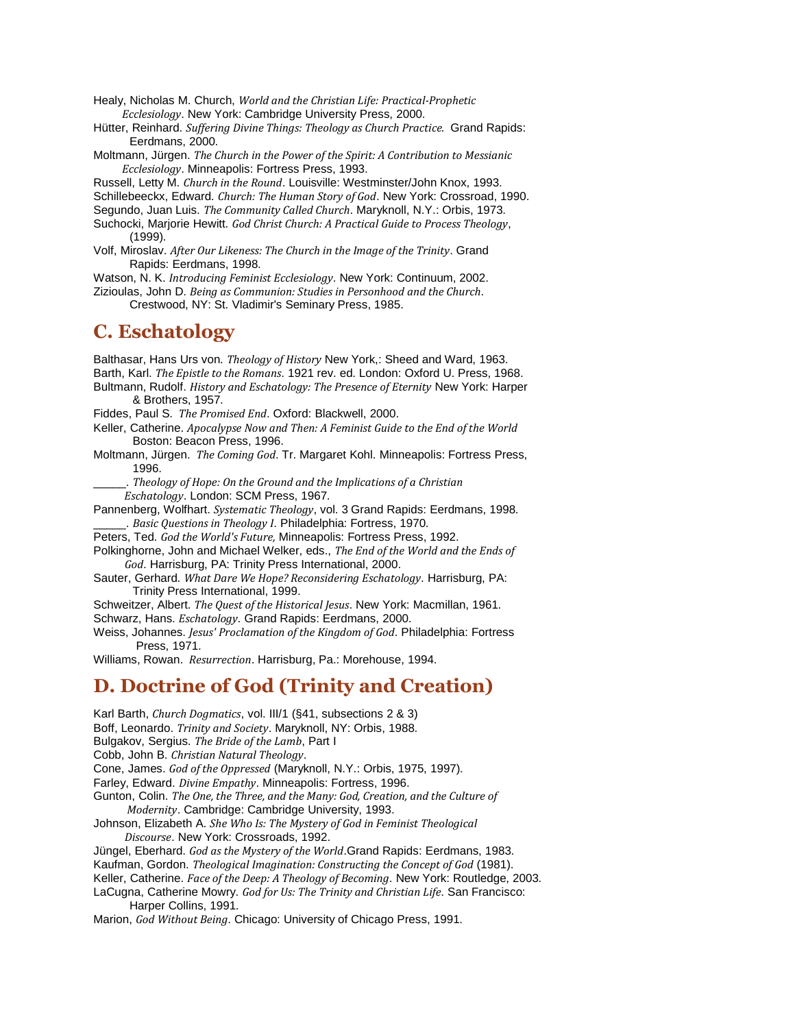Healy, Nicholas M. Church, *World and the Christian Life: Practical-Prophetic Ecclesiology*. New York: Cambridge University Press, 2000.

Hütter, Reinhard. *Suffering Divine Things: Theology as Church Practice.* Grand Rapids: Eerdmans, 2000.

Moltmann, Jürgen. *The Church in the Power of the Spirit: A Contribution to Messianic Ecclesiology*. Minneapolis: Fortress Press, 1993.

Russell, Letty M. *Church in the Round*. Louisville: Westminster/John Knox, 1993.

Schillebeeckx, Edward. *Church: The Human Story of God*. New York: Crossroad, 1990.

Segundo, Juan Luis. *The Community Called Church*. Maryknoll, N.Y.: Orbis, 1973.

Suchocki, Marjorie Hewitt. *God Christ Church: A Practical Guide to Process Theology*, (1999).

Volf, Miroslav. *After Our Likeness: The Church in the Image of the Trinity*. Grand Rapids: Eerdmans, 1998.

Watson, N. K. *Introducing Feminist Ecclesiology*. New York: Continuum, 2002.

Zizioulas, John D. *Being as Communion: Studies in Personhood and the Church*. Crestwood, NY: St. Vladimir's Seminary Press, 1985.

## C. Eschatology

Balthasar, Hans Urs von. *Theology of History* New York,: Sheed and Ward, 1963.

Barth, Karl. *The Epistle to the Romans*. 1921 rev. ed. London: Oxford U. Press, 1968.

Bultmann, Rudolf. *History and Eschatology: The Presence of Eternity* New York: Harper & Brothers, 1957.

Fiddes, Paul S. *The Promised End*. Oxford: Blackwell, 2000.

Keller, Catherine. *Apocalypse Now and Then: A Feminist Guide to the End of the World* Boston: Beacon Press, 1996.

Moltmann, Jürgen. *The Coming God*. Tr. Margaret Kohl. Minneapolis: Fortress Press, 1996.

\_\_\_\_\_. *Theology of Hope: On the Ground and the Implications of a Christian Eschatology*. London: SCM Press, 1967.

Pannenberg, Wolfhart. *Systematic Theology*, vol. 3 Grand Rapids: Eerdmans, 1998.

\_\_\_\_\_. *Basic Questions in Theology I*. Philadelphia: Fortress, 1970.

Peters, Ted. *God the World's Future,* Minneapolis: Fortress Press, 1992.

Polkinghorne, John and Michael Welker, eds., *The End of the World and the Ends of God*. Harrisburg, PA: Trinity Press International, 2000.

Sauter, Gerhard. *What Dare We Hope? Reconsidering Eschatology*. Harrisburg, PA: Trinity Press International, 1999.

Schweitzer, Albert. *The Quest of the Historical Jesus*. New York: Macmillan, 1961.

Schwarz, Hans. *Eschatology*. Grand Rapids: Eerdmans, 2000.

Weiss, Johannes. *Jesus' Proclamation of the Kingdom of God*. Philadelphia: Fortress Press, 1971.

Williams, Rowan. *Resurrection*. Harrisburg, Pa.: Morehouse, 1994.

## D. Doctrine of God (Trinity and Creation)

Karl Barth, *Church Dogmatics*, vol. III/1 (§41, subsections 2 & 3)

Boff, Leonardo. *Trinity and Society*. Maryknoll, NY: Orbis, 1988.

Bulgakov, Sergius. *The Bride of the Lamb*, Part I

Cobb, John B. *Christian Natural Theology*.

Cone, James. *God of the Oppressed* (Maryknoll, N.Y.: Orbis, 1975, 1997).

Farley, Edward. *Divine Empathy*. Minneapolis: Fortress, 1996.

Gunton, Colin. *The One, the Three, and the Many: God, Creation, and the Culture of Modernity*. Cambridge: Cambridge University, 1993.

Johnson, Elizabeth A. *She Who Is: The Mystery of God in Feminist Theological Discourse*. New York: Crossroads, 1992.

Jüngel, Eberhard. *God as the Mystery of the World*.Grand Rapids: Eerdmans, 1983.

Kaufman, Gordon. *Theological Imagination: Constructing the Concept of God* (1981).

Keller, Catherine. *Face of the Deep: A Theology of Becoming*. New York: Routledge, 2003.

LaCugna, Catherine Mowry. *God for Us: The Trinity and Christian Life*. San Francisco: Harper Collins, 1991.

Marion, *God Without Being*. Chicago: University of Chicago Press, 1991.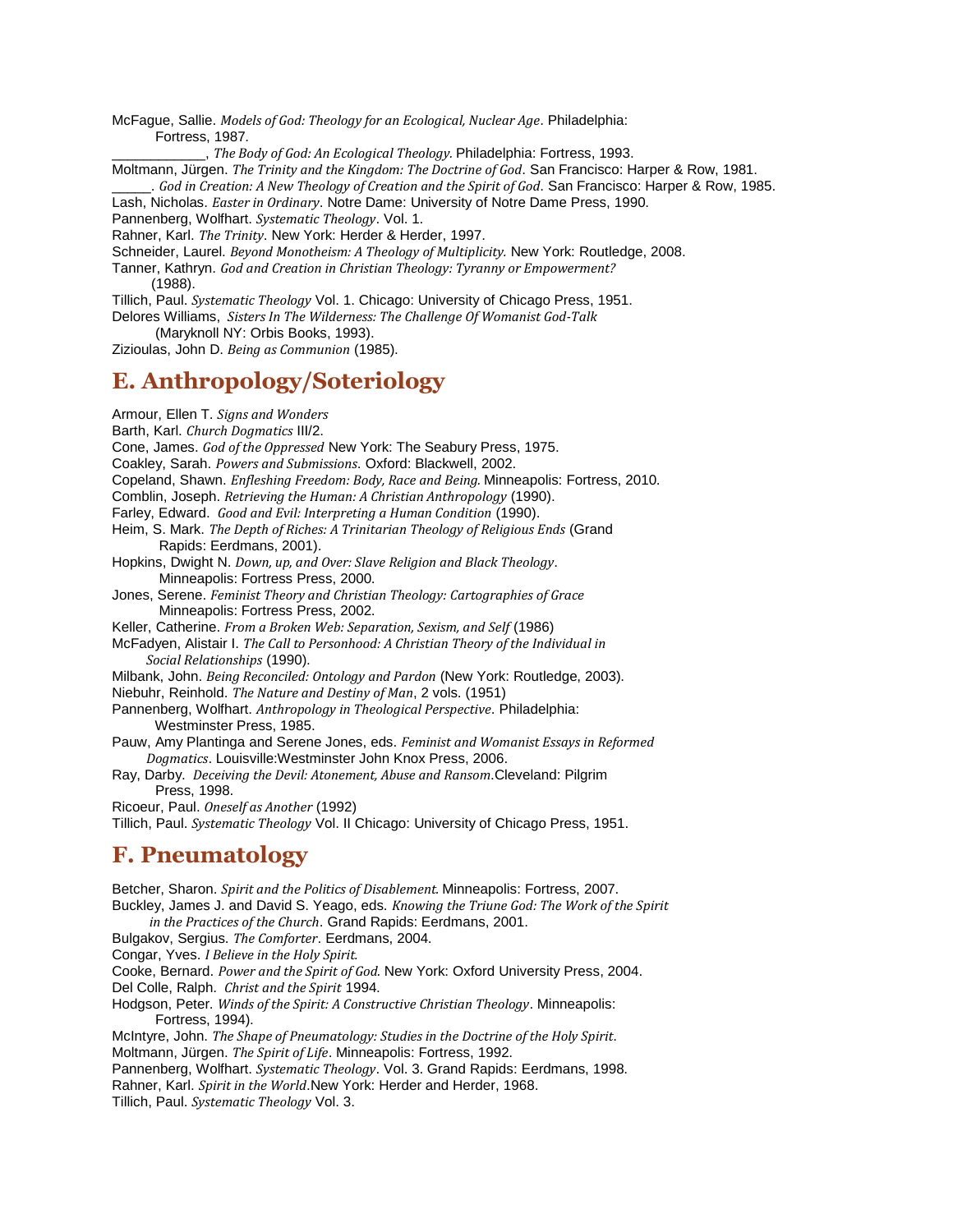McFague, Sallie. *Models of God: Theology for an Ecological, Nuclear Age*. Philadelphia: Fortress, 1987.

____________, *The Body of God: An Ecological Theology.* Philadelphia: Fortress, 1993.

Moltmann, Jürgen. *The Trinity and the Kingdom: The Doctrine of God*. San Francisco: Harper & Row, 1981.

_____. *God in Creation: A New Theology of Creation and the Spirit of God*. San Francisco: Harper & Row, 1985.

Lash, Nicholas. *Easter in Ordinary*. Notre Dame: University of Notre Dame Press, 1990.

Pannenberg, Wolfhart. *Systematic Theology*. Vol. 1.

Rahner, Karl. *The Trinity*. New York: Herder & Herder, 1997.

Schneider, Laurel. *Beyond Monotheism: A Theology of Multiplicity.* New York: Routledge, 2008.

Tanner, Kathryn. *God and Creation in Christian Theology: Tyranny or Empowerment?* (1988).

Tillich, Paul. *Systematic Theology* Vol. 1. Chicago: University of Chicago Press, 1951.

Delores Williams, *Sisters In The Wilderness: The Challenge Of Womanist God-Talk* (Maryknoll NY: Orbis Books, 1993).

Zizioulas, John D. *Being as Communion* (1985).

## E. Anthropology/Soteriology

Armour, Ellen T. *Signs and Wonders*

Barth, Karl. *Church Dogmatics* III/2.

Cone, James. *God of the Oppressed* New York: The Seabury Press, 1975.

Coakley, Sarah. *Powers and Submissions*. Oxford: Blackwell, 2002.

Copeland, Shawn. *Enfleshing Freedom: Body, Race and Being.* Minneapolis: Fortress, 2010.

Comblin, Joseph. *Retrieving the Human: A Christian Anthropology* (1990).

Farley, Edward. *Good and Evil: Interpreting a Human Condition* (1990).

Heim, S. Mark. *The Depth of Riches: A Trinitarian Theology of Religious Ends* (Grand Rapids: Eerdmans, 2001).

Hopkins, Dwight N. *Down, up, and Over: Slave Religion and Black Theology*. Minneapolis: Fortress Press, 2000.

Jones, Serene. *Feminist Theory and Christian Theology: Cartographies of Grace* Minneapolis: Fortress Press, 2002.

Keller, Catherine. *From a Broken Web: Separation, Sexism, and Self* (1986)

McFadyen, Alistair I. *The Call to Personhood: A Christian Theory of the Individual in Social Relationships* (1990).

Milbank, John. *Being Reconciled: Ontology and Pardon* (New York: Routledge, 2003).

Niebuhr, Reinhold. *The Nature and Destiny of Man*, 2 vols. (1951)

Pannenberg, Wolfhart. *Anthropology in Theological Perspective*. Philadelphia: Westminster Press, 1985.

Pauw, Amy Plantinga and Serene Jones, eds. *Feminist and Womanist Essays in Reformed Dogmatics*. Louisville:Westminster John Knox Press, 2006.

Ray, Darby. *Deceiving the Devil: Atonement, Abuse and Ransom*.Cleveland: Pilgrim Press, 1998.

Ricoeur, Paul. *Oneself as Another* (1992)

Tillich, Paul. *Systematic Theology* Vol. II Chicago: University of Chicago Press, 1951.

## F. Pneumatology

Betcher, Sharon. *Spirit and the Politics of Disablement*. Minneapolis: Fortress, 2007.

Buckley, James J. and David S. Yeago, eds. *Knowing the Triune God: The Work of the Spirit in the Practices of the Church*. Grand Rapids: Eerdmans, 2001.

Bulgakov, Sergius. *The Comforter*. Eerdmans, 2004.

Congar, Yves. *I Believe in the Holy Spirit.*

Cooke, Bernard. *Power and the Spirit of God.* New York: Oxford University Press, 2004.

Del Colle, Ralph. *Christ and the Spirit* 1994.

Hodgson, Peter. *Winds of the Spirit: A Constructive Christian Theology*. Minneapolis: Fortress, 1994).

McIntyre, John. *The Shape of Pneumatology: Studies in the Doctrine of the Holy Spirit*.

Moltmann, Jürgen. *The Spirit of Life*. Minneapolis: Fortress, 1992.

Pannenberg, Wolfhart. *Systematic Theology*. Vol. 3. Grand Rapids: Eerdmans, 1998.

Rahner, Karl. *Spirit in the World*.New York: Herder and Herder, 1968.

Tillich, Paul. *Systematic Theology* Vol. 3.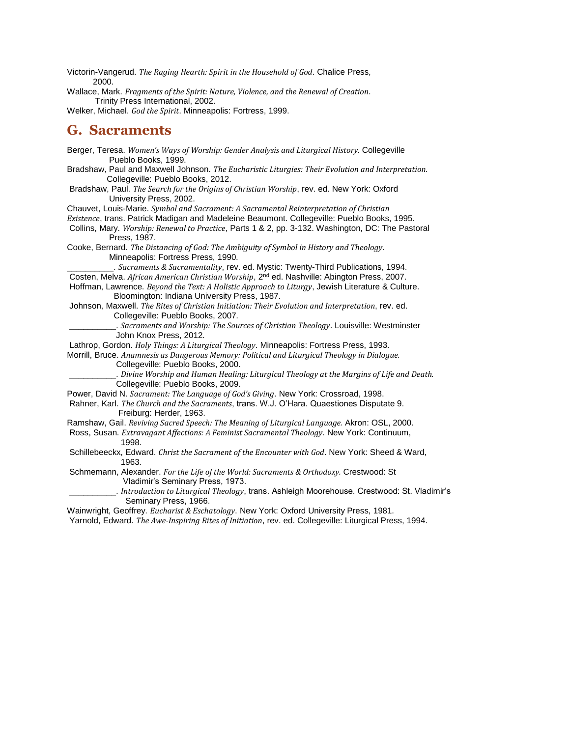Victorin-Vangerud. *The Raging Hearth: Spirit in the Household of God*. Chalice Press, 2000.

Wallace, Mark. *Fragments of the Spirit: Nature, Violence, and the Renewal of Creation*. Trinity Press International, 2002.

Welker, Michael. *God the Spirit*. Minneapolis: Fortress, 1999.

## G. Sacraments

Berger, Teresa. *Women's Ways of Worship: Gender Analysis and Liturgical History.* Collegeville Pueblo Books, 1999.

Bradshaw, Paul and Maxwell Johnson. *The Eucharistic Liturgies: Their Evolution and Interpretation.* Collegeville: Pueblo Books, 2012.

Bradshaw, Paul. *The Search for the Origins of Christian Worship*, rev. ed. New York: Oxford University Press, 2002.

Chauvet, Louis-Marie. *Symbol and Sacrament: A Sacramental Reinterpretation of Christian Existence*, trans. Patrick Madigan and Madeleine Beaumont. Collegeville: Pueblo Books, 1995.

Collins, Mary. *Worship: Renewal to Practice*, Parts 1 & 2, pp. 3-132. Washington, DC: The Pastoral Press, 1987.

Cooke, Bernard. *The Distancing of God: The Ambiguity of Symbol in History and Theology*. Minneapolis: Fortress Press, 1990.

__________. *Sacraments & Sacramentality*, rev. ed. Mystic: Twenty-Third Publications, 1994.

Costen, Melva. *African American Christian Worship*, 2nd ed. Nashville: Abington Press, 2007.

Hoffman, Lawrence. *Beyond the Text: A Holistic Approach to Liturgy*, Jewish Literature & Culture. Bloomington: Indiana University Press, 1987.

Johnson, Maxwell. *The Rites of Christian Initiation: Their Evolution and Interpretation*, rev. ed. Collegeville: Pueblo Books, 2007.

__________. *Sacraments and Worship: The Sources of Christian Theology*. Louisville: Westminster John Knox Press, 2012.

Lathrop, Gordon. *Holy Things: A Liturgical Theology*. Minneapolis: Fortress Press, 1993.

Morrill, Bruce. *Anamnesis as Dangerous Memory: Political and Liturgical Theology in Dialogue.* Collegeville: Pueblo Books, 2000.

__________. *Divine Worship and Human Healing: Liturgical Theology at the Margins of Life and Death.* Collegeville: Pueblo Books, 2009.

Power, David N. *Sacrament: The Language of God's Giving*. New York: Crossroad, 1998.

Rahner, Karl. *The Church and the Sacraments*, trans. W.J. O'Hara. Quaestiones Disputate 9. Freiburg: Herder, 1963.

Ramshaw, Gail. *Reviving Sacred Speech: The Meaning of Liturgical Language.* Akron: OSL, 2000.

Ross, Susan. *Extravagant Affections: A Feminist Sacramental Theology*. New York: Continuum, 1998.

Schillebeeckx, Edward. *Christ the Sacrament of the Encounter with God*. New York: Sheed & Ward, 1963.

Schmemann, Alexander. *For the Life of the World: Sacraments & Orthodoxy.* Crestwood: St Vladimir's Seminary Press, 1973.

__________. *Introduction to Liturgical Theology*, trans. Ashleigh Moorehouse. Crestwood: St. Vladimir's Seminary Press, 1966.

Wainwright, Geoffrey. *Eucharist & Eschatology*. New York: Oxford University Press, 1981.

Yarnold, Edward. *The Awe-Inspiring Rites of Initiation*, rev. ed. Collegeville: Liturgical Press, 1994.